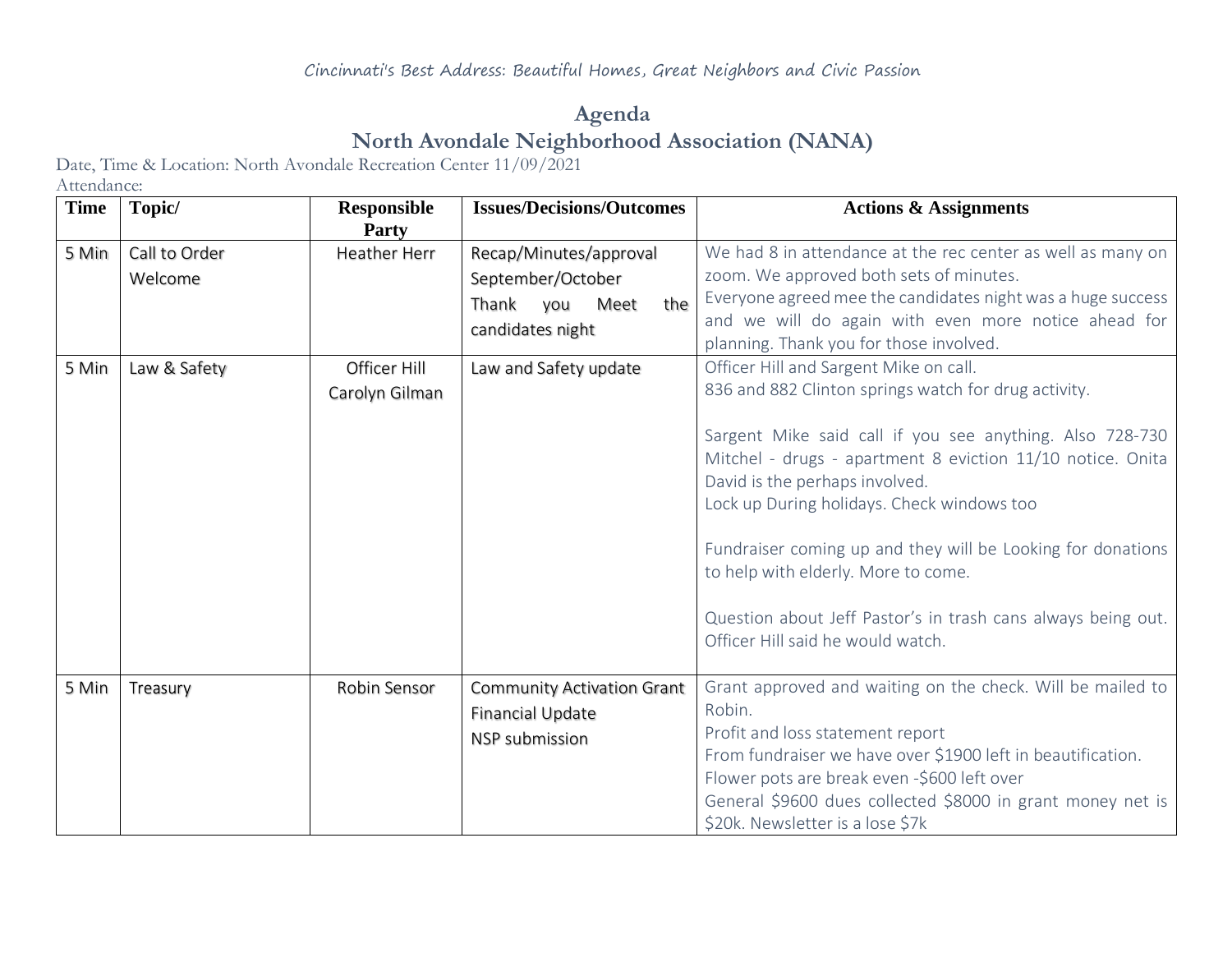Cincinnati's Best Address: Beautiful Homes, Great Neighbors and Civic Passion

# Agenda

## North Avondale Neighborhood Association (NANA)

Date, Time & Location: North Avondale Recreation Center 11/09/2021

Attendance:

| Time | Topic/ | Responsible Party | Issues/Decisions/Outcomes | Actions & Assignments |
|---|---|---|---|---|
| 5 Min | Call to Order<br>Welcome | Heather Herr | Recap/Minutes/approval<br>September/October<br>Thank you Meet the candidates night | We had 8 in attendance at the rec center as well as many on zoom. We approved both sets of minutes.<br>Everyone agreed mee the candidates night was a huge success and we will do again with even more notice ahead for planning. Thank you for those involved. |
| 5 Min | Law & Safety | Officer Hill<br>Carolyn Gilman | Law and Safety update | Officer Hill and Sargent Mike on call.<br>836 and 882 Clinton springs watch for drug activity.<br><br>Sargent Mike said call if you see anything. Also 728-730 Mitchel - drugs - apartment 8 eviction 11/10 notice. Onita David is the perhaps involved.<br>Lock up During holidays. Check windows too<br><br>Fundraiser coming up and they will be Looking for donations to help with elderly. More to come.<br><br>Question about Jeff Pastor's in trash cans always being out. Officer Hill said he would watch. |
| 5 Min | Treasury | Robin Sensor | Community Activation Grant<br>Financial Update<br>NSP submission | Grant approved and waiting on the check. Will be mailed to Robin.<br>Profit and loss statement report<br>From fundraiser we have over $1900 left in beautification.<br>Flower pots are break even -$600 left over<br>General $9600 dues collected $8000 in grant money net is $20k. Newsletter is a lose $7k |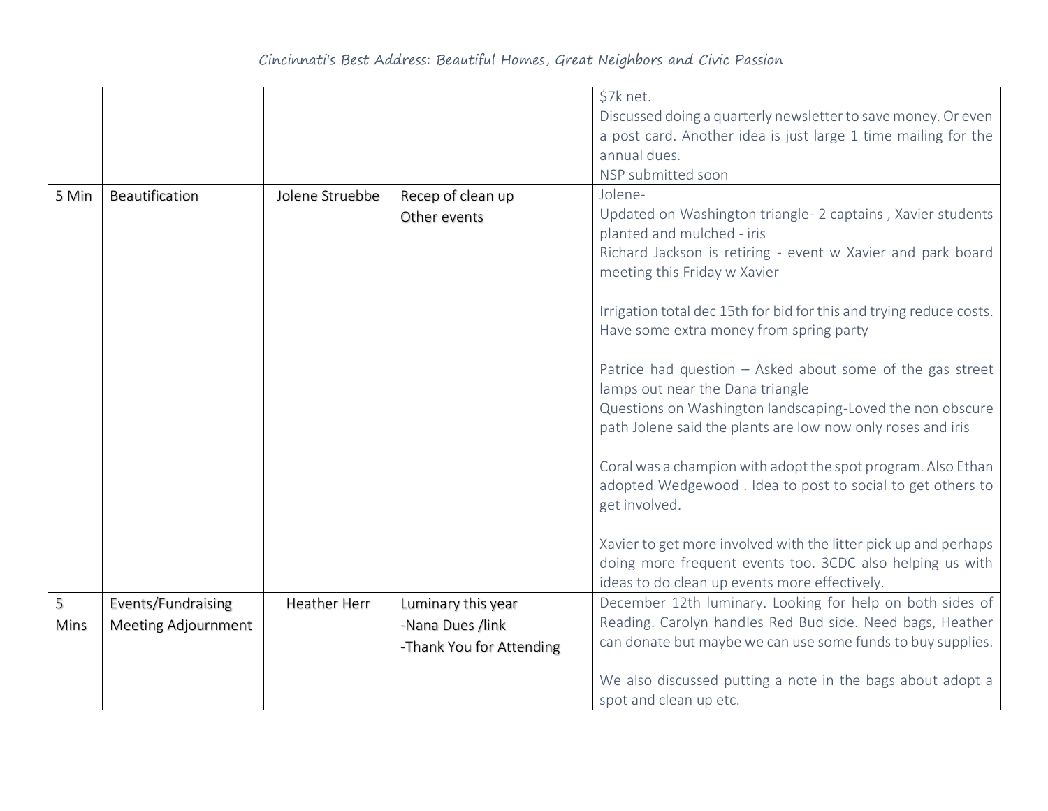| | | | | |
|---|---|---|---|---|
| | | | | $7k net.<br>Discussed doing a quarterly newsletter to save money. Or even a post card. Another idea is just large 1 time mailing for the annual dues.<br>NSP submitted soon |
| 5 Min | Beautification | Jolene Struebbe | Recep of clean up<br>Other events | Jolene-<br>Updated on Washington triangle- 2 captains , Xavier students planted and mulched - iris<br>Richard Jackson is retiring - event w Xavier and park board meeting this Friday w Xavier<br><br>Irrigation total dec 15th for bid for this and trying reduce costs. Have some extra money from spring party<br><br>Patrice had question – Asked about some of the gas street lamps out near the Dana triangle<br>Questions on Washington landscaping-Loved the non obscure path Jolene said the plants are low now only roses and iris<br><br>Coral was a champion with adopt the spot program. Also Ethan adopted Wedgewood . Idea to post to social to get others to get involved.<br><br>Xavier to get more involved with the litter pick up and perhaps doing more frequent events too. 3CDC also helping us with ideas to do clean up events more effectively. |
| 5 Mins | Events/Fundraising<br>Meeting Adjournment | Heather Herr | Luminary this year<br>-Nana Dues /link<br>-Thank You for Attending | December 12th luminary. Looking for help on both sides of Reading. Carolyn handles Red Bud side. Need bags, Heather can donate but maybe we can use some funds to buy supplies.<br><br>We also discussed putting a note in the bags about adopt a spot and clean up etc. |